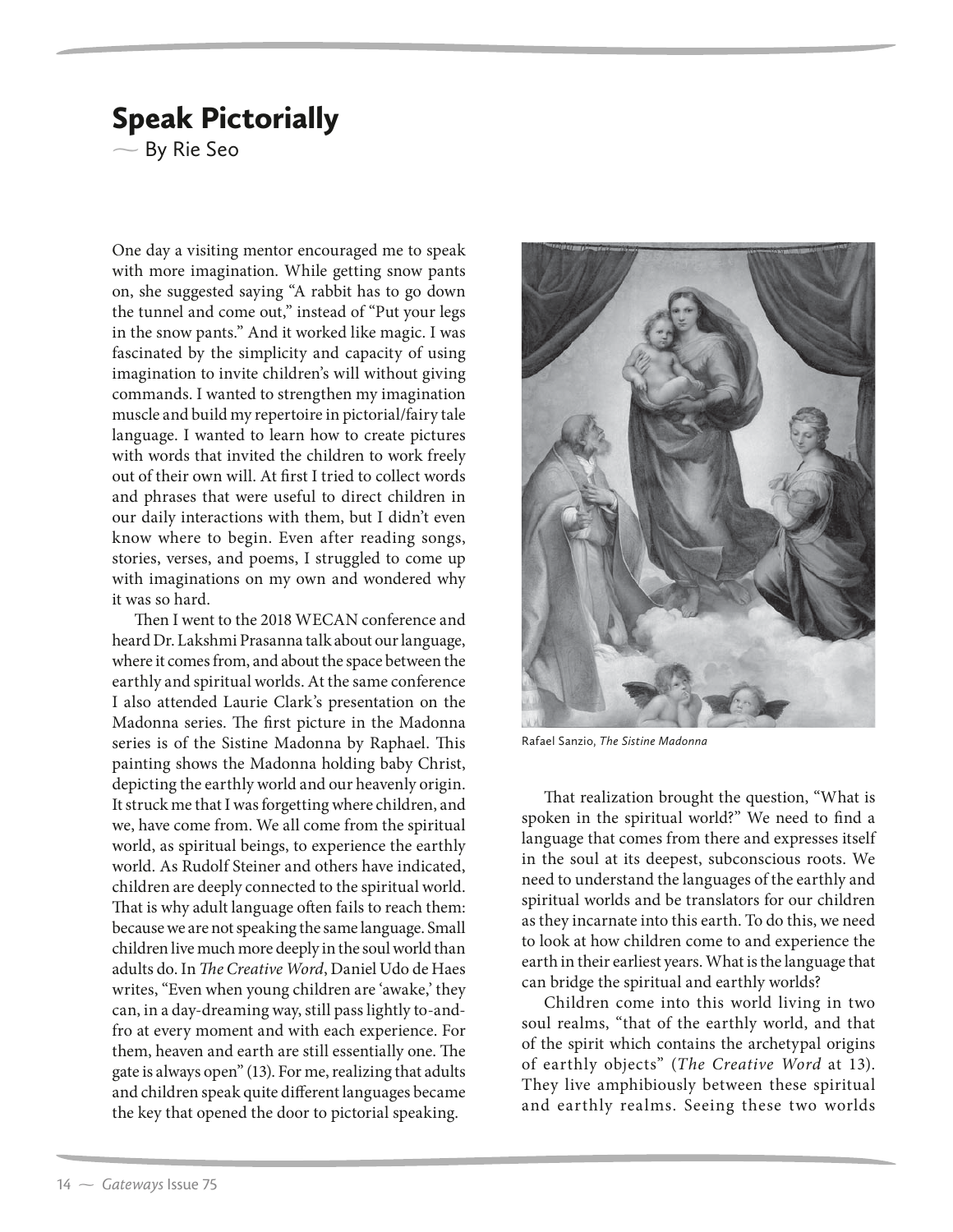# Speak Pictorially

— By Rie Seo

One day a visiting mentor encouraged me to speak with more imagination. While getting snow pants on, she suggested saying "A rabbit has to go down the tunnel and come out," instead of "Put your legs in the snow pants." And it worked like magic. I was fascinated by the simplicity and capacity of using imagination to invite children's will without giving commands. I wanted to strengthen my imagination muscle and build my repertoire in pictorial/fairy tale language. I wanted to learn how to create pictures with words that invited the children to work freely out of their own will. At first I tried to collect words and phrases that were useful to direct children in our daily interactions with them, but I didn't even know where to begin. Even after reading songs, stories, verses, and poems, I struggled to come up with imaginations on my own and wondered why it was so hard.

Then I went to the 2018 WECAN conference and heard Dr. Lakshmi Prasanna talk about our language, where it comes from, and about the space between the earthly and spiritual worlds. At the same conference I also attended Laurie Clark's presentation on the Madonna series. The first picture in the Madonna series is of the Sistine Madonna by Raphael. This painting shows the Madonna holding baby Christ, depicting the earthly world and our heavenly origin. It struck me that I was forgetting where children, and we, have come from. We all come from the spiritual world, as spiritual beings, to experience the earthly world. As Rudolf Steiner and others have indicated, children are deeply connected to the spiritual world. That is why adult language often fails to reach them: because we are not speaking the same language. Small children live much more deeply in the soul world than adults do. In *The Creative Word*, Daniel Udo de Haes writes, "Even when young children are 'awake,' they can, in a day-dreaming way, still pass lightly to-and-fro at every moment and with each experience. For them, heaven and earth are still essentially one. The gate is always open" (13). For me, realizing that adults and children speak quite different languages became the key that opened the door to pictorial speaking.

Rafael Sanzio, *The Sistine Madonna*

That realization brought the question, "What is spoken in the spiritual world?" We need to find a language that comes from there and expresses itself in the soul at its deepest, subconscious roots. We need to understand the languages of the earthly and spiritual worlds and be translators for our children as they incarnate into this earth. To do this, we need to look at how children come to and experience the earth in their earliest years. What is the language that can bridge the spiritual and earthly worlds?

Children come into this world living in two soul realms, "that of the earthly world, and that of the spirit which contains the archetypal origins of earthly objects" (*The Creative Word* at 13). They live amphibiously between these spiritual and earthly realms. Seeing these two worlds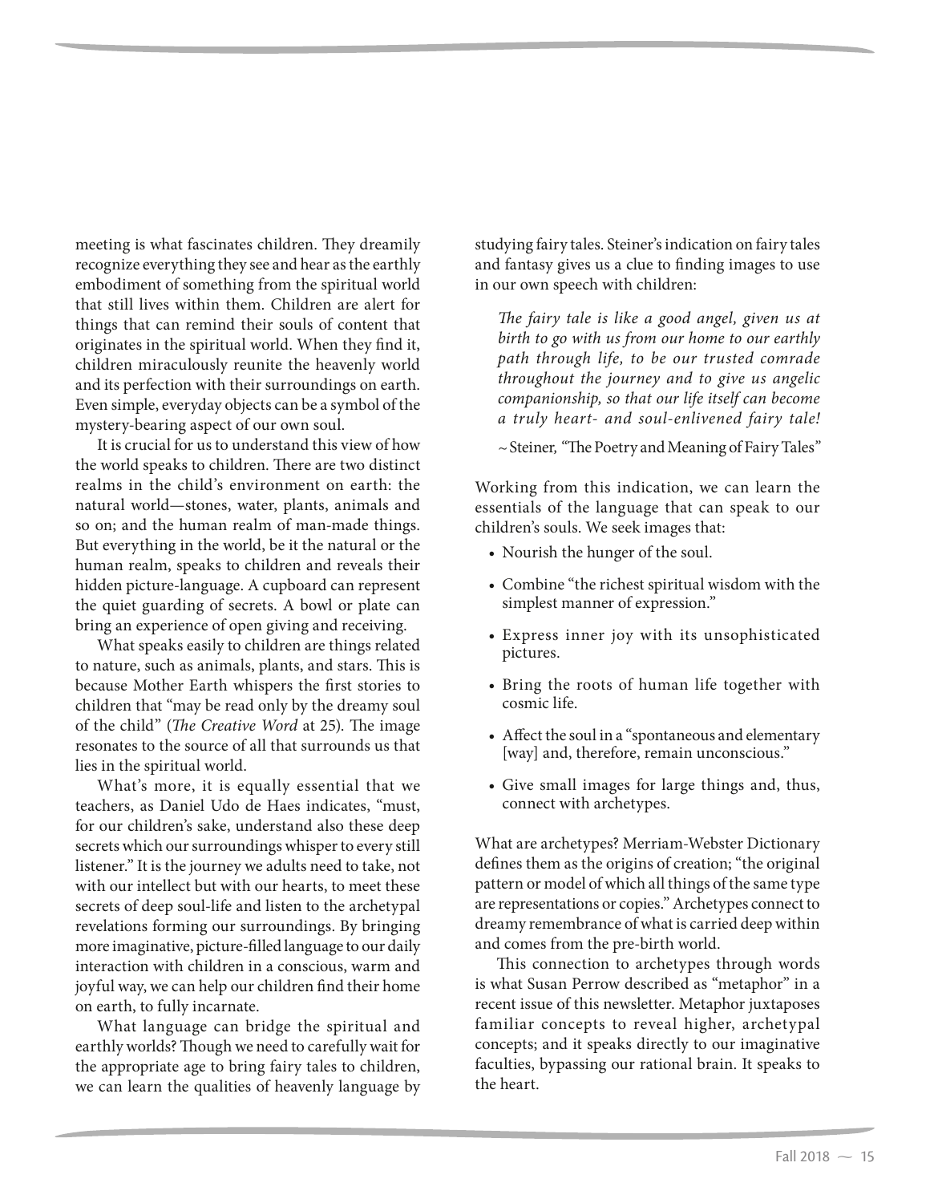meeting is what fascinates children. They dreamily recognize everything they see and hear as the earthly embodiment of something from the spiritual world that still lives within them. Children are alert for things that can remind their souls of content that originates in the spiritual world. When they find it, children miraculously reunite the heavenly world and its perfection with their surroundings on earth. Even simple, everyday objects can be a symbol of the mystery-bearing aspect of our own soul.

It is crucial for us to understand this view of how the world speaks to children. There are two distinct realms in the child's environment on earth: the natural world—stones, water, plants, animals and so on; and the human realm of man-made things. But everything in the world, be it the natural or the human realm, speaks to children and reveals their hidden picture-language. A cupboard can represent the quiet guarding of secrets. A bowl or plate can bring an experience of open giving and receiving.

What speaks easily to children are things related to nature, such as animals, plants, and stars. This is because Mother Earth whispers the first stories to children that "may be read only by the dreamy soul of the child" (*The Creative Word* at 25). The image resonates to the source of all that surrounds us that lies in the spiritual world.

What's more, it is equally essential that we teachers, as Daniel Udo de Haes indicates, "must, for our children's sake, understand also these deep secrets which our surroundings whisper to every still listener." It is the journey we adults need to take, not with our intellect but with our hearts, to meet these secrets of deep soul-life and listen to the archetypal revelations forming our surroundings. By bringing more imaginative, picture-filled language to our daily interaction with children in a conscious, warm and joyful way, we can help our children find their home on earth, to fully incarnate.

What language can bridge the spiritual and earthly worlds? Though we need to carefully wait for the appropriate age to bring fairy tales to children, we can learn the qualities of heavenly language by studying fairy tales. Steiner's indication on fairy tales and fantasy gives us a clue to finding images to use in our own speech with children:

> *The fairy tale is like a good angel, given us at birth to go with us from our home to our earthly path through life, to be our trusted comrade throughout the journey and to give us angelic companionship, so that our life itself can become a truly heart- and soul-enlivened fairy tale!*
>
> ~ Steiner, "The Poetry and Meaning of Fairy Tales"

Working from this indication, we can learn the essentials of the language that can speak to our children's souls. We seek images that:

- Nourish the hunger of the soul.
- Combine "the richest spiritual wisdom with the simplest manner of expression."
- Express inner joy with its unsophisticated pictures.
- Bring the roots of human life together with cosmic life.
- Affect the soul in a "spontaneous and elementary [way] and, therefore, remain unconscious."
- Give small images for large things and, thus, connect with archetypes.

What are archetypes? Merriam-Webster Dictionary defines them as the origins of creation; "the original pattern or model of which all things of the same type are representations or copies." Archetypes connect to dreamy remembrance of what is carried deep within and comes from the pre-birth world.

This connection to archetypes through words is what Susan Perrow described as "metaphor" in a recent issue of this newsletter. Metaphor juxtaposes familiar concepts to reveal higher, archetypal concepts; and it speaks directly to our imaginative faculties, bypassing our rational brain. It speaks to the heart.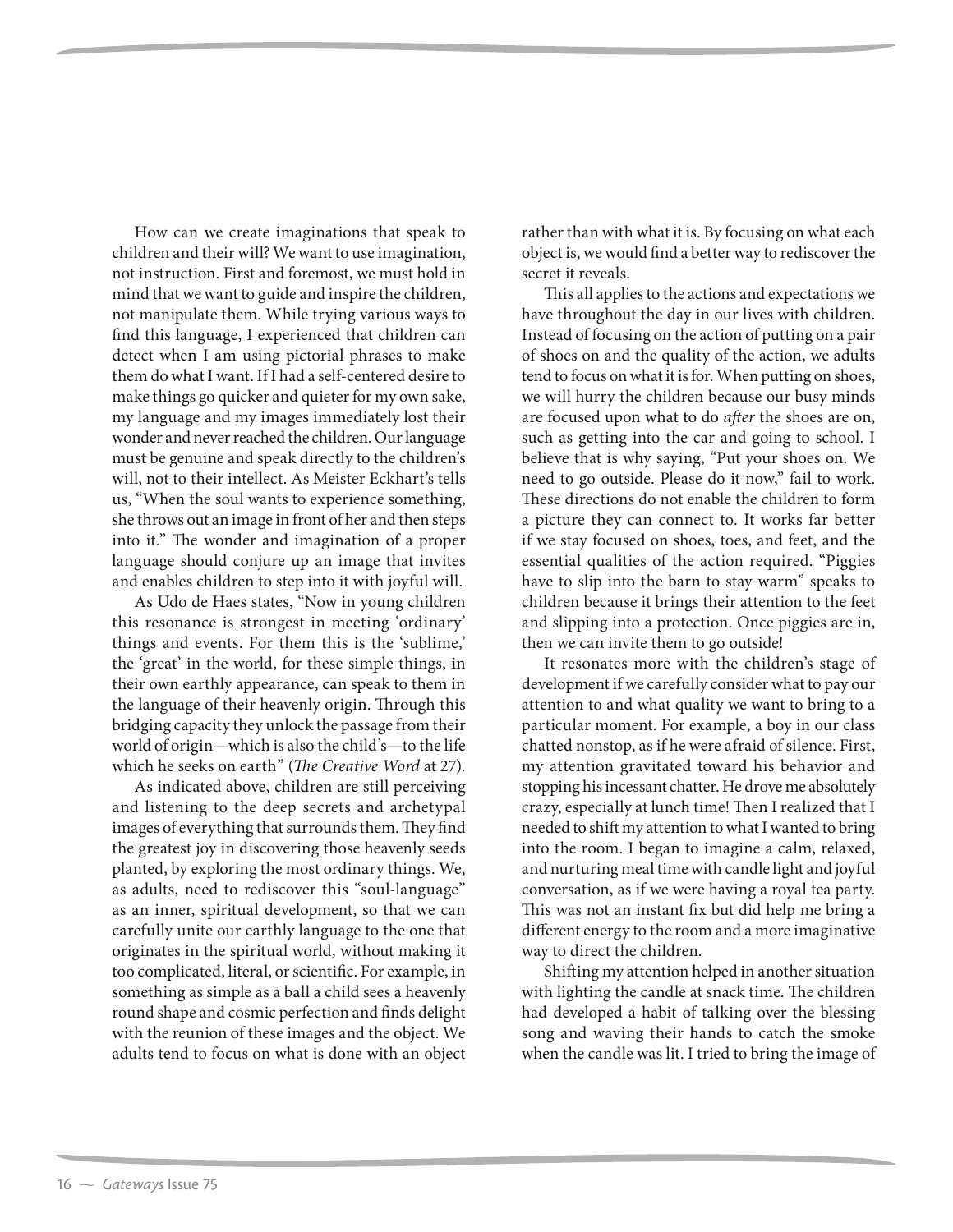How can we create imaginations that speak to children and their will? We want to use imagination, not instruction. First and foremost, we must hold in mind that we want to guide and inspire the children, not manipulate them. While trying various ways to find this language, I experienced that children can detect when I am using pictorial phrases to make them do what I want. If I had a self-centered desire to make things go quicker and quieter for my own sake, my language and my images immediately lost their wonder and never reached the children. Our language must be genuine and speak directly to the children's will, not to their intellect. As Meister Eckhart's tells us, "When the soul wants to experience something, she throws out an image in front of her and then steps into it." The wonder and imagination of a proper language should conjure up an image that invites and enables children to step into it with joyful will.

As Udo de Haes states, "Now in young children this resonance is strongest in meeting 'ordinary' things and events. For them this is the 'sublime,' the 'great' in the world, for these simple things, in their own earthly appearance, can speak to them in the language of their heavenly origin. Through this bridging capacity they unlock the passage from their world of origin—which is also the child's—to the life which he seeks on earth" (*The Creative Word* at 27).

As indicated above, children are still perceiving and listening to the deep secrets and archetypal images of everything that surrounds them. They find the greatest joy in discovering those heavenly seeds planted, by exploring the most ordinary things. We, as adults, need to rediscover this "soul-language" as an inner, spiritual development, so that we can carefully unite our earthly language to the one that originates in the spiritual world, without making it too complicated, literal, or scientific. For example, in something as simple as a ball a child sees a heavenly round shape and cosmic perfection and finds delight with the reunion of these images and the object. We adults tend to focus on what is done with an object rather than with what it is. By focusing on what each object is, we would find a better way to rediscover the secret it reveals.

This all applies to the actions and expectations we have throughout the day in our lives with children. Instead of focusing on the action of putting on a pair of shoes on and the quality of the action, we adults tend to focus on what it is for. When putting on shoes, we will hurry the children because our busy minds are focused upon what to do *after* the shoes are on, such as getting into the car and going to school. I believe that is why saying, "Put your shoes on. We need to go outside. Please do it now," fail to work. These directions do not enable the children to form a picture they can connect to. It works far better if we stay focused on shoes, toes, and feet, and the essential qualities of the action required. "Piggies have to slip into the barn to stay warm" speaks to children because it brings their attention to the feet and slipping into a protection. Once piggies are in, then we can invite them to go outside!

It resonates more with the children's stage of development if we carefully consider what to pay our attention to and what quality we want to bring to a particular moment. For example, a boy in our class chatted nonstop, as if he were afraid of silence. First, my attention gravitated toward his behavior and stopping his incessant chatter. He drove me absolutely crazy, especially at lunch time! Then I realized that I needed to shift my attention to what I wanted to bring into the room. I began to imagine a calm, relaxed, and nurturing meal time with candle light and joyful conversation, as if we were having a royal tea party. This was not an instant fix but did help me bring a different energy to the room and a more imaginative way to direct the children.

Shifting my attention helped in another situation with lighting the candle at snack time. The children had developed a habit of talking over the blessing song and waving their hands to catch the smoke when the candle was lit. I tried to bring the image of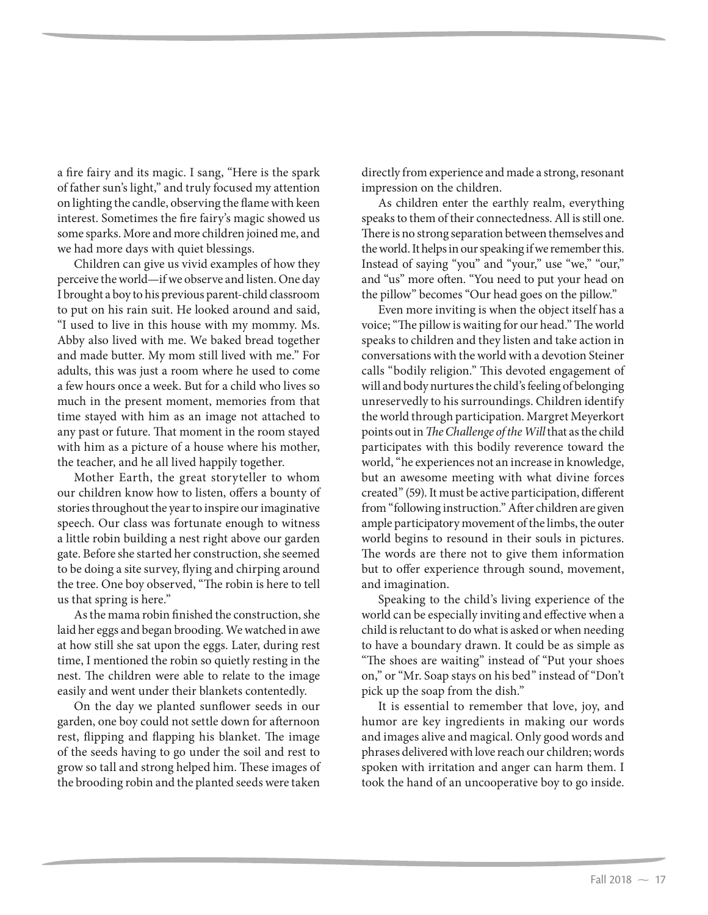a fire fairy and its magic. I sang, "Here is the spark of father sun's light," and truly focused my attention on lighting the candle, observing the flame with keen interest. Sometimes the fire fairy's magic showed us some sparks. More and more children joined me, and we had more days with quiet blessings.

Children can give us vivid examples of how they perceive the world—if we observe and listen. One day I brought a boy to his previous parent-child classroom to put on his rain suit. He looked around and said, "I used to live in this house with my mommy. Ms. Abby also lived with me. We baked bread together and made butter. My mom still lived with me." For adults, this was just a room where he used to come a few hours once a week. But for a child who lives so much in the present moment, memories from that time stayed with him as an image not attached to any past or future. That moment in the room stayed with him as a picture of a house where his mother, the teacher, and he all lived happily together.

Mother Earth, the great storyteller to whom our children know how to listen, offers a bounty of stories throughout the year to inspire our imaginative speech. Our class was fortunate enough to witness a little robin building a nest right above our garden gate. Before she started her construction, she seemed to be doing a site survey, flying and chirping around the tree. One boy observed, "The robin is here to tell us that spring is here."

As the mama robin finished the construction, she laid her eggs and began brooding. We watched in awe at how still she sat upon the eggs. Later, during rest time, I mentioned the robin so quietly resting in the nest. The children were able to relate to the image easily and went under their blankets contentedly.

On the day we planted sunflower seeds in our garden, one boy could not settle down for afternoon rest, flipping and flapping his blanket. The image of the seeds having to go under the soil and rest to grow so tall and strong helped him. These images of the brooding robin and the planted seeds were taken directly from experience and made a strong, resonant impression on the children.

As children enter the earthly realm, everything speaks to them of their connectedness. All is still one. There is no strong separation between themselves and the world. It helps in our speaking if we remember this. Instead of saying "you" and "your," use "we," "our," and "us" more often. "You need to put your head on the pillow" becomes "Our head goes on the pillow."

Even more inviting is when the object itself has a voice; "The pillow is waiting for our head." The world speaks to children and they listen and take action in conversations with the world with a devotion Steiner calls "bodily religion." This devoted engagement of will and body nurtures the child's feeling of belonging unreservedly to his surroundings. Children identify the world through participation. Margret Meyerkort points out in *The Challenge of the Will* that as the child participates with this bodily reverence toward the world, "he experiences not an increase in knowledge, but an awesome meeting with what divine forces created" (59). It must be active participation, different from "following instruction." After children are given ample participatory movement of the limbs, the outer world begins to resound in their souls in pictures. The words are there not to give them information but to offer experience through sound, movement, and imagination.

Speaking to the child's living experience of the world can be especially inviting and effective when a child is reluctant to do what is asked or when needing to have a boundary drawn. It could be as simple as "The shoes are waiting" instead of "Put your shoes on," or "Mr. Soap stays on his bed" instead of "Don't pick up the soap from the dish."

It is essential to remember that love, joy, and humor are key ingredients in making our words and images alive and magical. Only good words and phrases delivered with love reach our children; words spoken with irritation and anger can harm them. I took the hand of an uncooperative boy to go inside.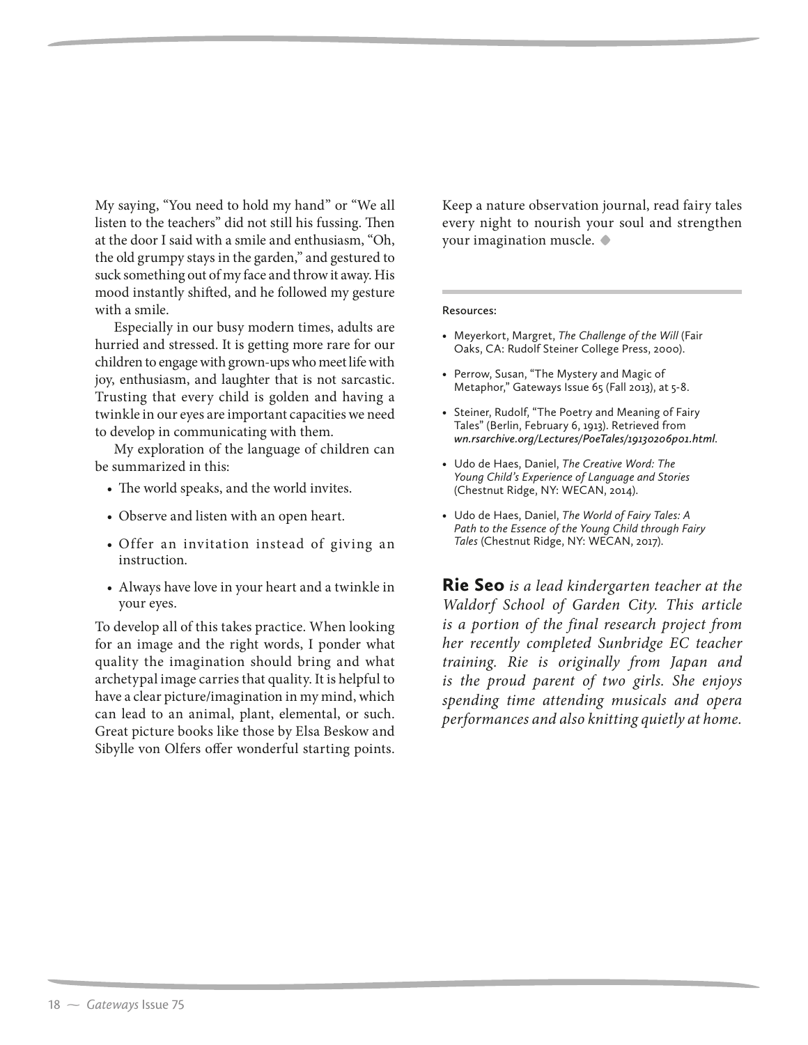My saying, "You need to hold my hand" or "We all listen to the teachers" did not still his fussing. Then at the door I said with a smile and enthusiasm, "Oh, the old grumpy stays in the garden," and gestured to suck something out of my face and throw it away. His mood instantly shifted, and he followed my gesture with a smile.

Especially in our busy modern times, adults are hurried and stressed. It is getting more rare for our children to engage with grown-ups who meet life with joy, enthusiasm, and laughter that is not sarcastic. Trusting that every child is golden and having a twinkle in our eyes are important capacities we need to develop in communicating with them.

My exploration of the language of children can be summarized in this:

- The world speaks, and the world invites.
- Observe and listen with an open heart.
- Offer an invitation instead of giving an instruction.
- Always have love in your heart and a twinkle in your eyes.

To develop all of this takes practice. When looking for an image and the right words, I ponder what quality the imagination should bring and what archetypal image carries that quality. It is helpful to have a clear picture/imagination in my mind, which can lead to an animal, plant, elemental, or such. Great picture books like those by Elsa Beskow and Sibylle von Olfers offer wonderful starting points. Keep a nature observation journal, read fairy tales every night to nourish your soul and strengthen your imagination muscle. ◆

Resources:

- Meyerkort, Margret, *The Challenge of the Will* (Fair Oaks, CA: Rudolf Steiner College Press, 2000).
- Perrow, Susan, "The Mystery and Magic of Metaphor," Gateways Issue 65 (Fall 2013), at 5-8.
- Steiner, Rudolf, "The Poetry and Meaning of Fairy Tales" (Berlin, February 6, 1913). Retrieved from *wn.rsarchive.org/Lectures/PoeTales/19130206p01.html*.
- Udo de Haes, Daniel, *The Creative Word: The Young Child's Experience of Language and Stories* (Chestnut Ridge, NY: WECAN, 2014).
- Udo de Haes, Daniel, *The World of Fairy Tales: A Path to the Essence of the Young Child through Fairy Tales* (Chestnut Ridge, NY: WECAN, 2017).

**Rie Seo** *is a lead kindergarten teacher at the Waldorf School of Garden City. This article is a portion of the final research project from her recently completed Sunbridge EC teacher training. Rie is originally from Japan and is the proud parent of two girls. She enjoys spending time attending musicals and opera performances and also knitting quietly at home.*